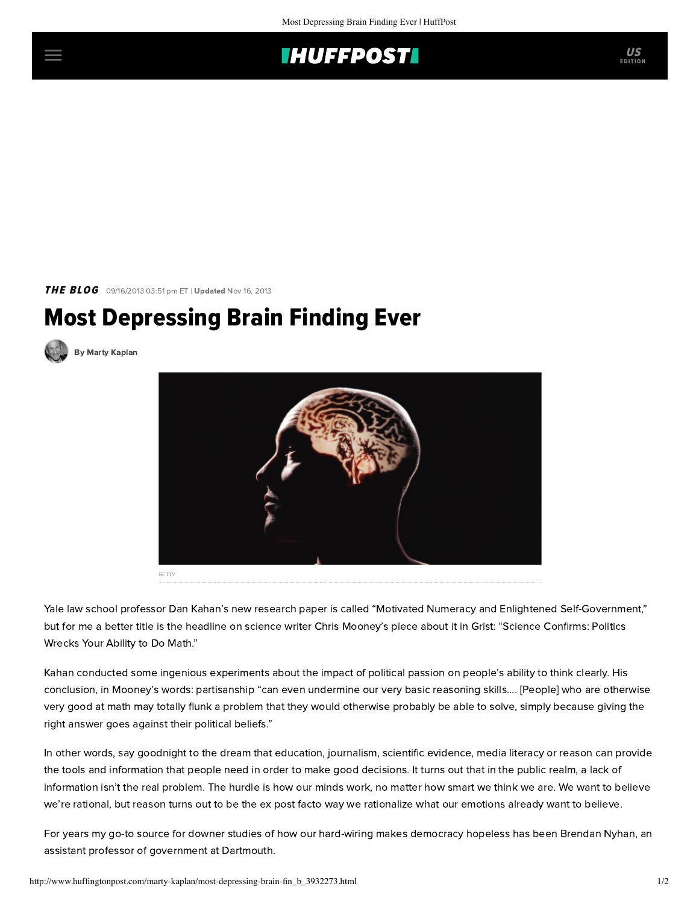*THE BLOG* 09/16/2013 03:51 pm ET | **Updated** Nov 16, 2013

# Most Depressing Brain Finding Ever

By Marty Kaplan

GETTY

Yale law school professor Dan Kahan's new research paper is called "Motivated Numeracy and Enlightened Self-Government," but for me a better title is the headline on science writer Chris Mooney's piece about it in Grist: "Science Confirms: Politics Wrecks Your Ability to Do Math."

Kahan conducted some ingenious experiments about the impact of political passion on people's ability to think clearly. His conclusion, in Mooney's words: partisanship "can even undermine our very basic reasoning skills.... [People] who are otherwise very good at math may totally flunk a problem that they would otherwise probably be able to solve, simply because giving the right answer goes against their political beliefs."

In other words, say goodnight to the dream that education, journalism, scientific evidence, media literacy or reason can provide the tools and information that people need in order to make good decisions. It turns out that in the public realm, a lack of information isn't the real problem. The hurdle is how our minds work, no matter how smart we think we are. We want to believe we're rational, but reason turns out to be the ex post facto way we rationalize what our emotions already want to believe.

For years my go-to source for downer studies of how our hard-wiring makes democracy hopeless has been Brendan Nyhan, an assistant professor of government at Dartmouth.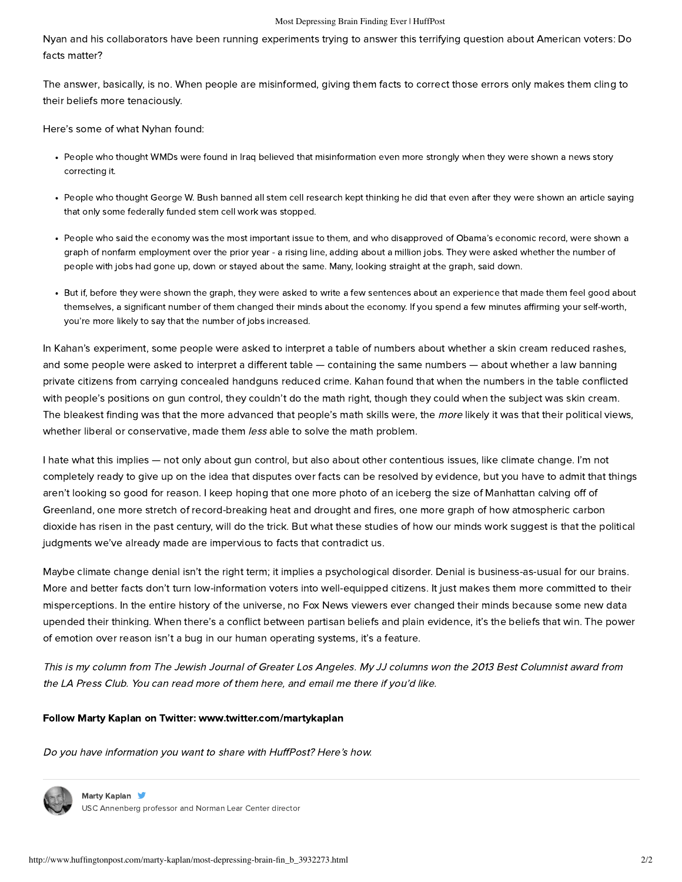Nyan and his collaborators have been running experiments trying to answer this terrifying question about American voters: Do facts matter?

The answer, basically, is no. When people are misinformed, giving them facts to correct those errors only makes them cling to their beliefs more tenaciously.

Here's some of what Nyhan found:

- People who thought WMDs were found in Iraq believed that misinformation even more strongly when they were shown a news story correcting it.
- People who thought George W. Bush banned all stem cell research kept thinking he did that even after they were shown an article saying that only some federally funded stem cell work was stopped.
- People who said the economy was the most important issue to them, and who disapproved of Obama's economic record, were shown a graph of nonfarm employment over the prior year - a rising line, adding about a million jobs. They were asked whether the number of people with jobs had gone up, down or stayed about the same. Many, looking straight at the graph, said down.
- But if, before they were shown the graph, they were asked to write a few sentences about an experience that made them feel good about themselves, a significant number of them changed their minds about the economy. If you spend a few minutes affirming your self-worth, you're more likely to say that the number of jobs increased.

In Kahan's experiment, some people were asked to interpret a table of numbers about whether a skin cream reduced rashes, and some people were asked to interpret a different table — containing the same numbers — about whether a law banning private citizens from carrying concealed handguns reduced crime. Kahan found that when the numbers in the table conflicted with people's positions on gun control, they couldn't do the math right, though they could when the subject was skin cream. The bleakest finding was that the more advanced that people's math skills were, the *more* likely it was that their political views, whether liberal or conservative, made them *less* able to solve the math problem.

I hate what this implies — not only about gun control, but also about other contentious issues, like climate change. I'm not completely ready to give up on the idea that disputes over facts can be resolved by evidence, but you have to admit that things aren't looking so good for reason. I keep hoping that one more photo of an iceberg the size of Manhattan calving off of Greenland, one more stretch of record-breaking heat and drought and fires, one more graph of how atmospheric carbon dioxide has risen in the past century, will do the trick. But what these studies of how our minds work suggest is that the political judgments we've already made are impervious to facts that contradict us.

Maybe climate change denial isn't the right term; it implies a psychological disorder. Denial is business-as-usual for our brains. More and better facts don't turn low-information voters into well-equipped citizens. It just makes them more committed to their misperceptions. In the entire history of the universe, no Fox News viewers ever changed their minds because some new data upended their thinking. When there's a conflict between partisan beliefs and plain evidence, it's the beliefs that win. The power of emotion over reason isn't a bug in our human operating systems, it's a feature.

*This is my column from The Jewish Journal of Greater Los Angeles. My JJ columns won the 2013 Best Columnist award from the LA Press Club. You can read more of them here, and email me there if you'd like.*

**Follow Marty Kaplan on Twitter: www.twitter.com/martykaplan**

*Do you have information you want to share with HuffPost? Here's how.*

Marty Kaplan

USC Annenberg professor and Norman Lear Center director